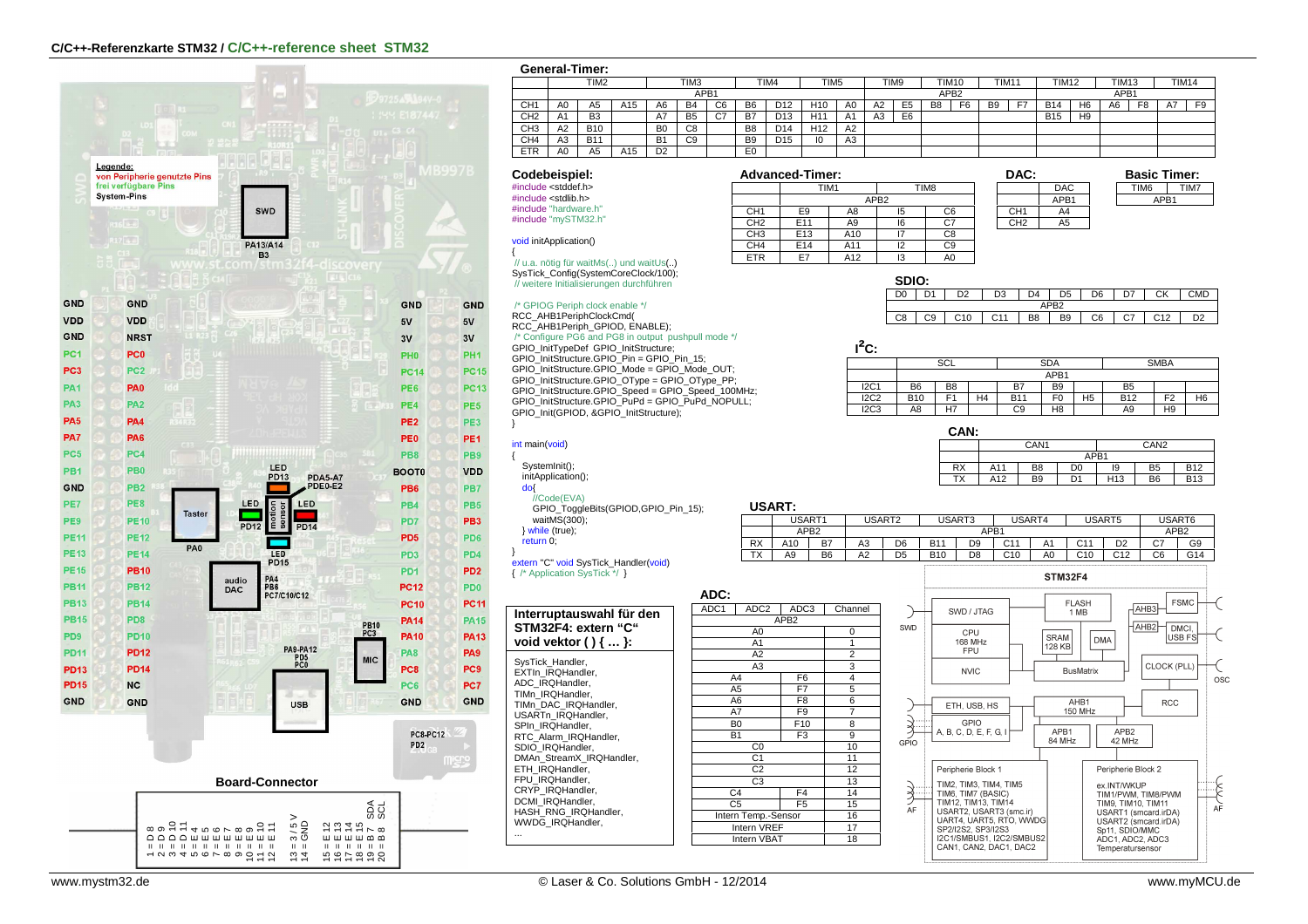# C/C++-Referenzkarte STM32 / C/C++-reference sheet STM32

## General-Timer:

| | TIM2 | | | TIM3 | | | TIM4 | | TIM5 | | TIM9 | | TIM10 | | TIM11 | | TIM12 | | TIM13 | | TIM14 | |
|---|---|---|---|---|---|---|---|---|---|---|---|---|---|---|---|---|---|---|---|---|---|---|
| | APB1 | | | | | | | | | | APB2 | | | | | | APB1 | | | | | |
| CH1 | A0 | A5 | A15 | A6 | B4 | C6 | B6 | D12 | H10 | A0 | A2 | E5 | B8 | F6 | B9 | F7 | B14 | H6 | A6 | F8 | A7 | F9 |
| CH2 | A1 | B3 | | A7 | B5 | C7 | B7 | D13 | H11 | A1 | A3 | E6 | | | | | B15 | H9 | | | | |
| CH3 | A2 | B10 | | B0 | C8 | | B8 | D14 | H12 | A2 | | | | | | | | | | | | |
| CH4 | A3 | B11 | | B1 | C9 | | B9 | D15 | I0 | A3 | | | | | | | | | | | | |
| ETR | A0 | A5 | A15 | D2 | | | E0 | | | | | | | | | | | | | | | |

## Codebeispiel:

```c
#include <stddef.h>
#include <stdlib.h>
#include "hardware.h"
#include "mySTM32.h"

void initApplication()
{
 // u.a. nötig für waitMs(..) und waitUs(..)
SysTick_Config(SystemCoreClock/100);
 // weitere Initialisierungen durchführen

 /* GPIOG Periph clock enable */
RCC_AHB1PeriphClockCmd(
RCC_AHB1Periph_GPIOD, ENABLE);
 /* Configure PG6 and PG8 in output pushpull mode */
GPIO_InitTypeDef GPIO_InitStructure;
GPIO_InitStructure.GPIO_Pin = GPIO_Pin_15;
GPIO_InitStructure.GPIO_Mode = GPIO_Mode_OUT;
GPIO_InitStructure.GPIO_OType = GPIO_OType_PP;
GPIO_InitStructure.GPIO_Speed = GPIO_Speed_100MHz;
GPIO_InitStructure.GPIO_PuPd = GPIO_PuPd_NOPULL;
GPIO_Init(GPIOD, &GPIO_InitStructure);
}

int main(void)
{
  SystemInit();
  initApplication();
  do{
    //Code(EVA)
    GPIO_ToggleBits(GPIOD,GPIO_Pin_15);
    waitMS(300);
  } while (true);
  return 0;
}
extern "C" void SysTick_Handler(void)
{ /* Application SysTick */ }
```

## Advanced-Timer:

| | TIM1 | | TIM8 | |
|---|---|---|---|---|
| | APB2 | | | |
| CH1 | E9 | A8 | I5 | C6 |
| CH2 | E11 | A9 | I6 | C7 |
| CH3 | E13 | A10 | I7 | C8 |
| CH4 | E14 | A11 | I2 | C9 |
| ETR | E7 | A12 | I3 | A0 |

## DAC:

| | DAC |
|---|---|
| | APB1 |
| CH1 | A4 |
| CH2 | A5 |

## Basic Timer:

| TIM6 | TIM7 |
|---|---|
| APB1 | |

## SDIO:

| D0 | D1 | D2 | D3 | D4 | D5 | D6 | D7 | CK | CMD |
|---|---|---|---|---|---|---|---|---|---|
| APB2 | | | | | | | | | |
| C8 | C9 | C10 | C11 | B8 | B9 | C6 | C7 | C12 | D2 |

## $I^2C$:

| | SCL | | | SDA | | | SMBA | | |
|---|---|---|---|---|---|---|---|---|---|
| | APB1 | | | | | | | | |
| I2C1 | B6 | B8 | | B7 | B9 | | B5 | | |
| I2C2 | B10 | F1 | H4 | B11 | F0 | H5 | B12 | F2 | H6 |
| I2C3 | A8 | H7 | | C9 | H8 | | A9 | H9 | |

## CAN:

| | CAN1 | | | CAN2 | |
|---|---|---|---|---|---|
| | APB1 | | | | |
| RX | A11 | B8 | D0 | I9 | B5 | B12 |
| TX | A12 | B9 | D1 | H13 | B6 | B13 |

## USART:

| | USART1 | | USART2 | | USART3 | | USART4 | | USART5 | | USART6 | |
|---|---|---|---|---|---|---|---|---|---|---|---|---|
| | APB2 | | APB1 | | | | | | | | APB2 | |
| RX | A10 | B7 | A3 | D6 | B11 | D9 | C11 | A1 | C11 | D2 | C7 | G9 |
| TX | A9 | B6 | A2 | D5 | B10 | D8 | C10 | A0 | C10 | C12 | C6 | G14 |

## ADC:

| ADC1 | ADC2 | ADC3 | Channel |
|---|---|---|---|
| APB2 | | | |
| A0 | | | 0 |
| A1 | | | 1 |
| A2 | | | 2 |
| A3 | | | 3 |
| A4 | | F6 | 4 |
| A5 | | F7 | 5 |
| A6 | | F8 | 6 |
| A7 | | F9 | 7 |
| B0 | | F10 | 8 |
| B1 | | F3 | 9 |
| C0 | | | 10 |
| C1 | | | 11 |
| C2 | | | 12 |
| C3 | | | 13 |
| C4 | | F4 | 14 |
| C5 | | F5 | 15 |
| Intern Temp.-Sensor | | | 16 |
| Intern VREF | | | 17 |
| Intern VBAT | | | 18 |

## Interruptauswahl für den STM32F4: extern "C" void vektor ( ) { … }:

SysTick_Handler,
EXTIn_IRQHandler,
ADC_IRQHandler,
TIMn_IRQHandler,
TIMn_DAC_IRQHandler,
USARTn_IRQHandler,
SPIn_IRQHandler,
RTC_Alarm_IRQHandler,
SDIO_IRQHandler,
DMAn_StreamX_IRQHandler,
ETH_IRQHandler,
FPU_IRQHandler,
CRYP_IRQHandler,
DCMI_IRQHandler,
HASH_RNG_IRQHandler,
WWDG_IRQHandler,
...

## Board (Legende)

**Legende:**
- von Peripherie genutzte Pins
- frei verfügbare Pins
- System-Pins

| | | | |
|---|---|---|---|
| GND | GND | GND | GND |
| VDD | VDD | 5V | 5V |
| GND | NRST | 3V | 3V |
| PC1 | PC0 | PH0 | PH1 |
| PC3 | PC2 | PC14 | PC15 |
| PA1 | PA0 | PE6 | PC13 |
| PA3 | PA2 | PE4 | PE5 |
| PA5 | PA4 | PE2 | PE3 |
| PA7 | PA6 | PE0 | PE1 |
| PC5 | PC4 | PB8 | PB9 |
| PB1 | PB0 | BOOT0 | VDD |
| GND | PB2 | PB6 | PB7 |
| PE7 | PE8 | PB4 | PB5 |
| PE9 | PE10 | PD7 | PB3 |
| PE11 | PE12 | PD5 | PD6 |
| PE13 | PE14 | PD3 | PD4 |
| PE15 | PB10 | PD1 | PD2 |
| PB11 | PB12 | PC12 | PD0 |
| PB13 | PB14 | PC10 | PC11 |
| PB15 | PD8 | PA14 | PA15 |
| PD9 | PD10 | PA10 | PA13 |
| PD11 | PD12 | PA8 | PA9 |
| PD13 | PD14 | PC8 | PC9 |
| PD15 | NC | PC6 | PC7 |
| GND | GND | GND | GND |

SWD: PA13/A14, B3 · LED PD13 · PDA5-A7, PDE0-E2 · Taster PA0 · LED PD12 · motion sensor · LED PD14 · LED PD15 · audio DAC: PA4, PB6, PC7/C10/C12 · PB10, PC3 · PA9-PA12, PD5, PC0 · MIC · USB · PC8-PC12, PD2

## Board-Connector

1 = D 8, 2 = D 9, 3 = D 10, 4 = D 11, 5 = E 4, 6 = E 5, 7 = E 6, 8 = E 7, 9 = E 8, 10 = E 9, 11 = E 10, 12 = E 11, 13 = 3/5 V, 14 = GND, 15 = E 12, 16 = E 13, 17 = E 14, 18 = E 15, 19 = B 7, 20 = B 8, SDA, SCL

## STM32F4

- SWD / JTAG
- CPU 168 MHz FPU
- NVIC
- FLASH 1 MB
- SRAM 128 KB
- DMA
- BusMatrix
- AHB3 – FSMC
- AHB2 – DMCI, USB FS
- CLOCK (PLL) – OSC
- ETH, USB, HS
- GPIO A, B, C, D, E, F, G, I
- AHB1 150 MHz
- RCC
- APB1 84 MHz
- APB2 42 MHz
- Peripherie Block 1: TIM2, TIM3, TIM4, TIM5, TIM6, TIM7 (BASIC), TIM12, TIM13, TIM14, USART2, USART3 (smc.ir), UART4, UART5, RTO, WWDG, SP2/I2S2, SP3/I2S3, I2C1/SMBUS1, I2C2/SMBUS2, CAN1, CAN2, DAC1, DAC2
- Peripherie Block 2: ex.INT/WKUP, TIM1/PWM, TIM8/PWM, TIM9, TIM10, TIM11, USART1 (smcard irDA), USART2 (smcard irDA), Sp11, SDIO/MMC, ADC1, ADC2, ADC3, Temperatursensor

www.mystm32.de · © Laser & Co. Solutions GmbH - 12/2014 · www.myMCU.de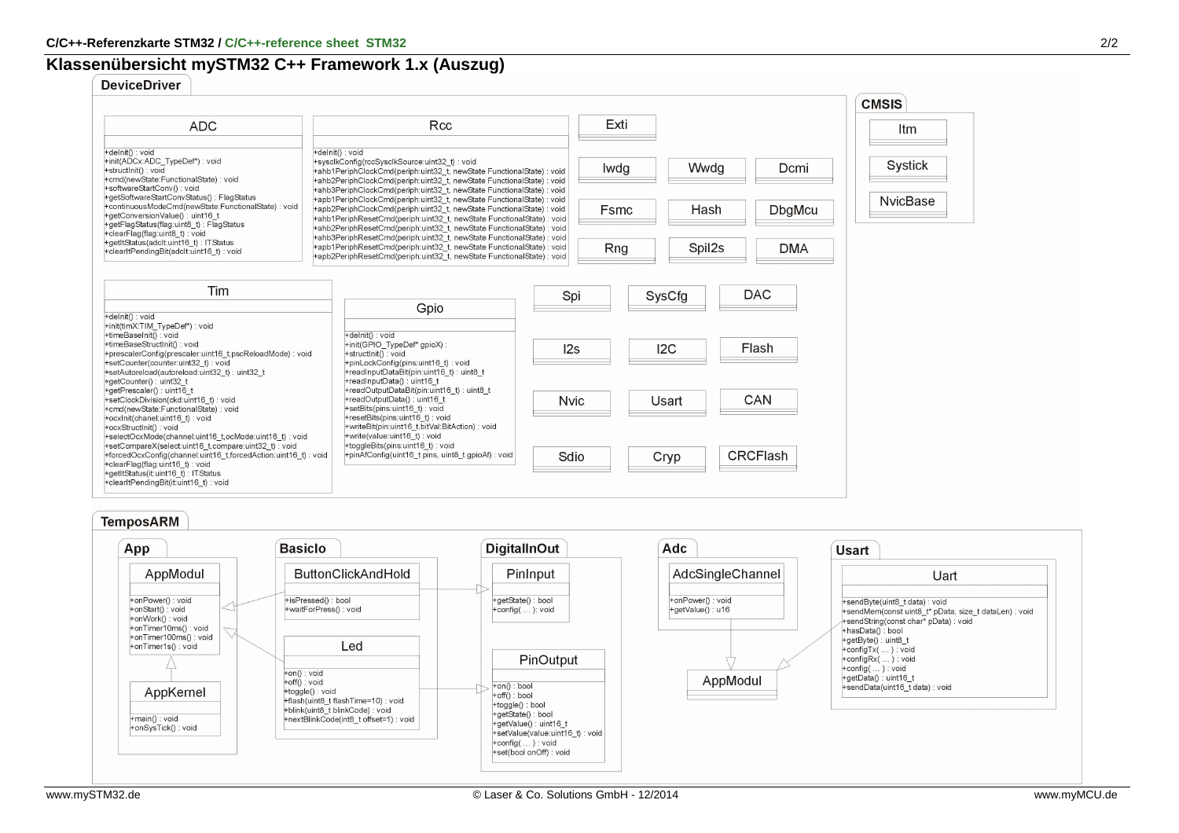## Klassenübersicht mySTM32 C++ Framework 1.x (Auszug)

### DeviceDriver

**ADC**

```
+deInit() : void
+init(ADCx:ADC_TypeDef*) : void
+structInit() : void
+cmd(newState:FunctionalState) : void
+softwareStartConv() : void
+getSoftwareStartConvStatus() : FlagStatus
+continuousModeCmd(newState:FunctionalState) : void
+getConversionValue() : uint16_t
+getFlagStatus(flag:uint8_t) : FlagStatus
+clearFlag(flag:uint8_t) : void
+getItStatus(adcIt:uint16_t) : ITStatus
+clearItPendingBit(adcIt:uint16_t) : void
```

**Rcc**

```
+deInit() : void
+sysclkConfig(rccSysclkSource:uint32_t) : void
+ahb1PeriphClockCmd(periph:uint32_t, newState FunctionalState) : void
+ahb2PeriphClockCmd(periph:uint32_t, newState FunctionalState) : void
+ahb3PeriphClockCmd(periph:uint32_t, newState FunctionalState) : void
+apb1PeriphClockCmd(periph:uint32_t, newState FunctionalState) : void
+apb2PeriphClockCmd(periph:uint32_t, newState FunctionalState) : void
+ahb1PeriphResetCmd(periph:uint32_t, newState FunctionalState) : void
+ahb2PeriphResetCmd(periph:uint32_t, newState FunctionalState) : void
+ahb3PeriphResetCmd(periph:uint32_t, newState FunctionalState) : void
+apb1PeriphResetCmd(periph:uint32_t, newState FunctionalState) : void
+apb2PeriphResetCmd(periph:uint32_t, newState FunctionalState) : void
```

**Tim**

```
+deInit() : void
+init(timX:TIM_TypeDef*) : void
+timeBaseInit() : void
+timeBaseStructInit() : void
+prescalerConfig(prescaler:uint16_t,pscReloadMode) : void
+setCounter(counter:uint32_t) : void
+setAutoreload(autoreload:uint32_t) : uint32_t
+getCounter() : uint32_t
+getPrescaler() : uint16_t
+setClockDivision(ckd:uint16_t) : void
+cmd(newState:FunctionalState) : void
+ocxInit(chanel:uint16_t) : void
+ocxStructInit() : void
+selectOcxMode(channel:uint16_t,ocMode:uint16_t) : void
+setCompareX(select:uint16_t,compare:uint32_t) : void
+forcedOcxConfig(channel:uint16_t,forcedAction:uint16_t) : void
+clearFlag(flag:uint16_t) : void
+getItStatus(it:uint16_t) : ITStatus
+clearItPendingBit(it:uint16_t) : void
```

**Gpio**

```
+deInit() : void
+init(GPIO_TypeDef* gpioX) :
+structInit() : void
+pinLockConfig(pins:uint16_t) : void
+readInputDataBit(pin:uint16_t) : uint8_t
+readInputData() : uint16_t
+readOutputDataBit(pin:uint16_t) : uint8_t
+readOutputData() : uint16_t
+setBits(pins:uint16_t) : void
+resetBits(pins:uint16_t) : void
+writeBit(pin:uint16_t,bitVal:BitAction) : void
+write(value:uint16_t) : void
+toggleBits(pins:uint16_t) : void
+pinAfConfig(uint16_t pins, uint8_t gpioAf) : void
```

Further classes: Exti, Iwdg, Wwdg, Dcmi, Fsmc, Hash, DbgMcu, Rng, SpiI2s, DMA, Spi, SysCfg, DAC, I2s, I2C, Flash, Nvic, Usart, CAN, Sdio, Cryp, CRCFlash

### CMSIS

Itm, Systick, NvicBase

### TemposARM

#### App

**AppModul**

```
+onPower() : void
+onStart() : void
+onWork() : void
+onTimer10ms() : void
+onTimer100ms() : void
+onTimer1s() : void
```

**AppKernel**

```
+main() : void
+onSysTick() : void
```

#### BasicIo

**ButtonClickAndHold**

```
+isPressed() : bool
+waitForPress() : void
```

**Led**

```
+on() : void
+off() : void
+toggle() : void
+flash(uint8_t flashTime=10) : void
+blink(uint8_t blinkCode) : void
+nextBlinkCode(int8_t offset=1) : void
```

#### DigitalInOut

**PinInput**

```
+getState() : bool
+config( ... ): void
```

**PinOutput**

```
+on() : bool
+off() : bool
+toggle() : bool
+getState() : bool
+getValue() : uint16_t
+setValue(value:uint16_t) : void
+config( ... ) : void
+set(bool onOff) : void
```

#### Adc

**AdcSingleChannel**

```
+onPower() : void
+getValue() : u16
```

#### Usart

**Uart**

```
+sendByte(uint8_t data) : void
+sendMem(const uint8_t* pData, size_t dataLen) : void
+sendString(const char* pData) : void
+hasData() : bool
+getByte() : uint8_t
+configTx( ... ) : void
+configRx( ... ) : void
+config( ... ) : void
+getData() : uint16_t
+sendData(uint16_t data) : void
```

AppModul